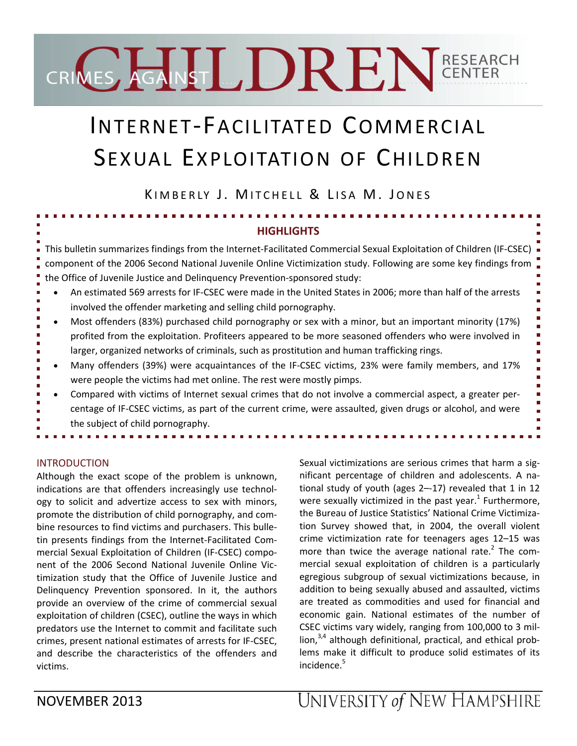CRIMES AGAINST CHILDREN RESEARCH CENTER

# Internet-Facilitated Commercial Sexual Exploitation of Children

Kimberly J. Mitchell & Lisa M. Jones

## HIGHLIGHTS

This bulletin summarizes findings from the Internet-Facilitated Commercial Sexual Exploitation of Children (IF-CSEC) component of the 2006 Second National Juvenile Online Victimization study. Following are some key findings from the Office of Juvenile Justice and Delinquency Prevention-sponsored study:

- An estimated 569 arrests for IF-CSEC were made in the United States in 2006; more than half of the arrests involved the offender marketing and selling child pornography.
- Most offenders (83%) purchased child pornography or sex with a minor, but an important minority (17%) profited from the exploitation. Profiteers appeared to be more seasoned offenders who were involved in larger, organized networks of criminals, such as prostitution and human trafficking rings.
- Many offenders (39%) were acquaintances of the IF-CSEC victims, 23% were family members, and 17% were people the victims had met online. The rest were mostly pimps.
- Compared with victims of Internet sexual crimes that do not involve a commercial aspect, a greater percentage of IF-CSEC victims, as part of the current crime, were assaulted, given drugs or alcohol, and were the subject of child pornography.

## INTRODUCTION

Although the exact scope of the problem is unknown, indications are that offenders increasingly use technology to solicit and advertize access to sex with minors, promote the distribution of child pornography, and combine resources to find victims and purchasers. This bulletin presents findings from the Internet-Facilitated Commercial Sexual Exploitation of Children (IF-CSEC) component of the 2006 Second National Juvenile Online Victimization study that the Office of Juvenile Justice and Delinquency Prevention sponsored. In it, the authors provide an overview of the crime of commercial sexual exploitation of children (CSEC), outline the ways in which predators use the Internet to commit and facilitate such crimes, present national estimates of arrests for IF-CSEC, and describe the characteristics of the offenders and victims.

Sexual victimizations are serious crimes that harm a significant percentage of children and adolescents. A national study of youth (ages 2–-17) revealed that 1 in 12 were sexually victimized in the past year.[1] Furthermore, the Bureau of Justice Statistics' National Crime Victimization Survey showed that, in 2004, the overall violent crime victimization rate for teenagers ages 12–15 was more than twice the average national rate.[2] The commercial sexual exploitation of children is a particularly egregious subgroup of sexual victimizations because, in addition to being sexually abused and assaulted, victims are treated as commodities and used for financial and economic gain. National estimates of the number of CSEC victims vary widely, ranging from 100,000 to 3 million,[3,4] although definitional, practical, and ethical problems make it difficult to produce solid estimates of its incidence.[5]

NOVEMBER 2013

UNIVERSITY of NEW HAMPSHIRE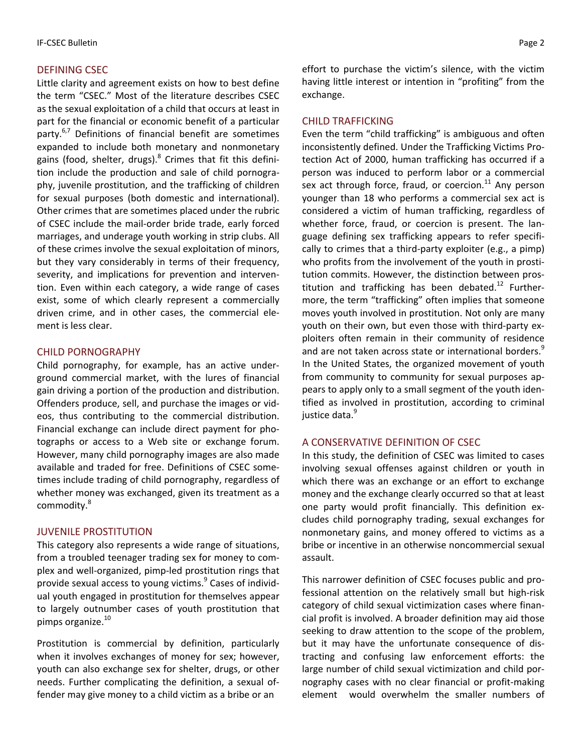## DEFINING CSEC

Little clarity and agreement exists on how to best define the term "CSEC." Most of the literature describes CSEC as the sexual exploitation of a child that occurs at least in part for the financial or economic benefit of a particular party.[6,7] Definitions of financial benefit are sometimes expanded to include both monetary and nonmonetary gains (food, shelter, drugs).[8] Crimes that fit this definition include the production and sale of child pornography, juvenile prostitution, and the trafficking of children for sexual purposes (both domestic and international). Other crimes that are sometimes placed under the rubric of CSEC include the mail-order bride trade, early forced marriages, and underage youth working in strip clubs. All of these crimes involve the sexual exploitation of minors, but they vary considerably in terms of their frequency, severity, and implications for prevention and intervention. Even within each category, a wide range of cases exist, some of which clearly represent a commercially driven crime, and in other cases, the commercial element is less clear.

## CHILD PORNOGRAPHY

Child pornography, for example, has an active underground commercial market, with the lures of financial gain driving a portion of the production and distribution. Offenders produce, sell, and purchase the images or videos, thus contributing to the commercial distribution. Financial exchange can include direct payment for photographs or access to a Web site or exchange forum. However, many child pornography images are also made available and traded for free. Definitions of CSEC sometimes include trading of child pornography, regardless of whether money was exchanged, given its treatment as a commodity.[8]

## JUVENILE PROSTITUTION

This category also represents a wide range of situations, from a troubled teenager trading sex for money to complex and well-organized, pimp-led prostitution rings that provide sexual access to young victims.[9] Cases of individual youth engaged in prostitution for themselves appear to largely outnumber cases of youth prostitution that pimps organize.[10]

Prostitution is commercial by definition, particularly when it involves exchanges of money for sex; however, youth can also exchange sex for shelter, drugs, or other needs. Further complicating the definition, a sexual offender may give money to a child victim as a bribe or an effort to purchase the victim's silence, with the victim having little interest or intention in "profiting" from the exchange.

## CHILD TRAFFICKING

Even the term "child trafficking" is ambiguous and often inconsistently defined. Under the Trafficking Victims Protection Act of 2000, human trafficking has occurred if a person was induced to perform labor or a commercial sex act through force, fraud, or coercion.[11] Any person younger than 18 who performs a commercial sex act is considered a victim of human trafficking, regardless of whether force, fraud, or coercion is present. The language defining sex trafficking appears to refer specifically to crimes that a third-party exploiter (e.g., a pimp) who profits from the involvement of the youth in prostitution commits. However, the distinction between prostitution and trafficking has been debated.[12] Furthermore, the term "trafficking" often implies that someone moves youth involved in prostitution. Not only are many youth on their own, but even those with third-party exploiters often remain in their community of residence and are not taken across state or international borders.[9] In the United States, the organized movement of youth from community to community for sexual purposes appears to apply only to a small segment of the youth identified as involved in prostitution, according to criminal justice data.[9]

## A CONSERVATIVE DEFINITION OF CSEC

In this study, the definition of CSEC was limited to cases involving sexual offenses against children or youth in which there was an exchange or an effort to exchange money and the exchange clearly occurred so that at least one party would profit financially. This definition excludes child pornography trading, sexual exchanges for nonmonetary gains, and money offered to victims as a bribe or incentive in an otherwise noncommercial sexual assault.

This narrower definition of CSEC focuses public and professional attention on the relatively small but high-risk category of child sexual victimization cases where financial profit is involved. A broader definition may aid those seeking to draw attention to the scope of the problem, but it may have the unfortunate consequence of distracting and confusing law enforcement efforts: the large number of child sexual victimization and child pornography cases with no clear financial or profit-making element would overwhelm the smaller numbers of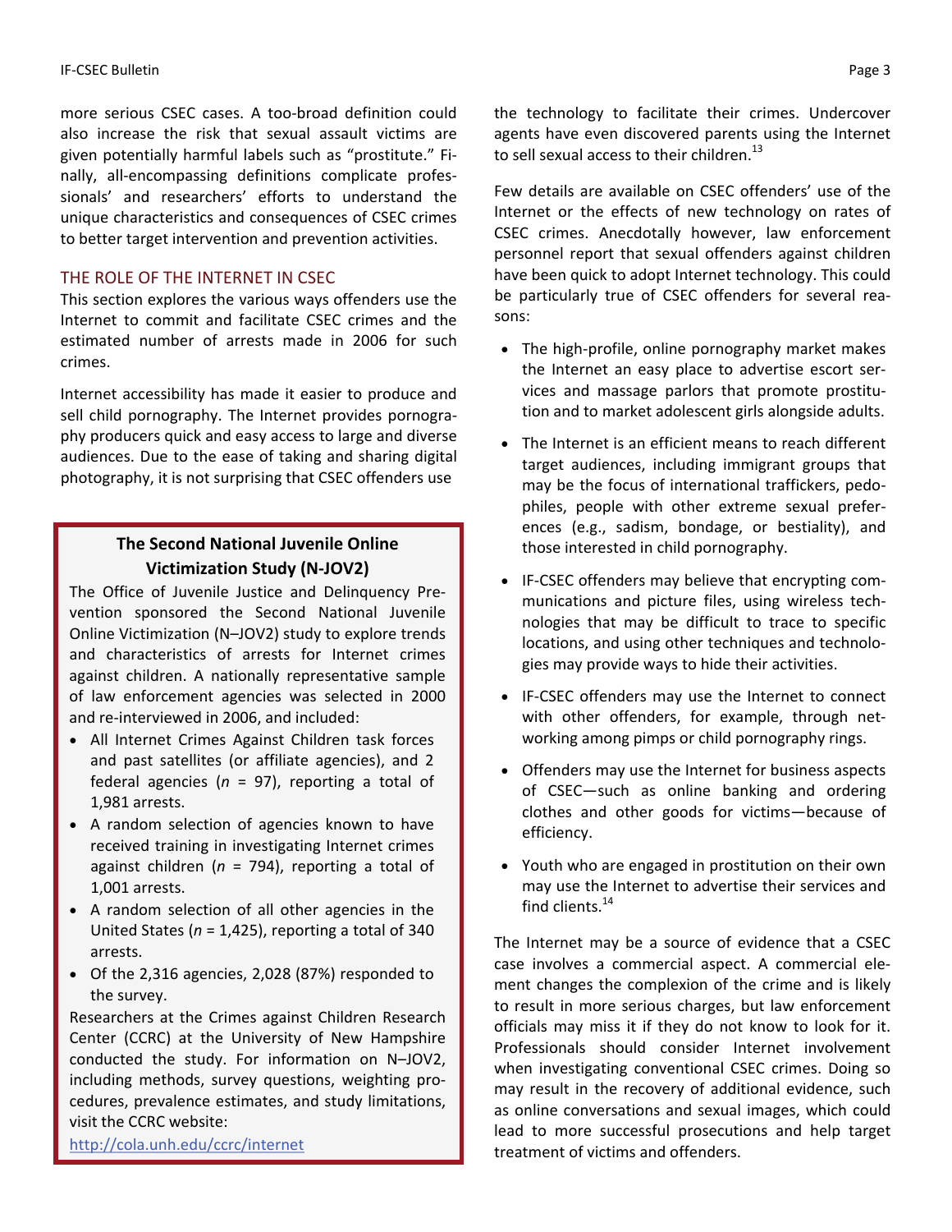more serious CSEC cases. A too-broad definition could also increase the risk that sexual assault victims are given potentially harmful labels such as "prostitute." Finally, all-encompassing definitions complicate professionals' and researchers' efforts to understand the unique characteristics and consequences of CSEC crimes to better target intervention and prevention activities.

## THE ROLE OF THE INTERNET IN CSEC

This section explores the various ways offenders use the Internet to commit and facilitate CSEC crimes and the estimated number of arrests made in 2006 for such crimes.

Internet accessibility has made it easier to produce and sell child pornography. The Internet provides pornography producers quick and easy access to large and diverse audiences. Due to the ease of taking and sharing digital photography, it is not surprising that CSEC offenders use the technology to facilitate their crimes. Undercover agents have even discovered parents using the Internet to sell sexual access to their children.[13]

Few details are available on CSEC offenders' use of the Internet or the effects of new technology on rates of CSEC crimes. Anecdotally however, law enforcement personnel report that sexual offenders against children have been quick to adopt Internet technology. This could be particularly true of CSEC offenders for several reasons:

- The high-profile, online pornography market makes the Internet an easy place to advertise escort services and massage parlors that promote prostitution and to market adolescent girls alongside adults.
- The Internet is an efficient means to reach different target audiences, including immigrant groups that may be the focus of international traffickers, pedophiles, people with other extreme sexual preferences (e.g., sadism, bondage, or bestiality), and those interested in child pornography.
- IF-CSEC offenders may believe that encrypting communications and picture files, using wireless technologies that may be difficult to trace to specific locations, and using other techniques and technologies may provide ways to hide their activities.
- IF-CSEC offenders may use the Internet to connect with other offenders, for example, through networking among pimps or child pornography rings.
- Offenders may use the Internet for business aspects of CSEC—such as online banking and ordering clothes and other goods for victims—because of efficiency.
- Youth who are engaged in prostitution on their own may use the Internet to advertise their services and find clients.[14]

The Internet may be a source of evidence that a CSEC case involves a commercial aspect. A commercial element changes the complexion of the crime and is likely to result in more serious charges, but law enforcement officials may miss it if they do not know to look for it. Professionals should consider Internet involvement when investigating conventional CSEC crimes. Doing so may result in the recovery of additional evidence, such as online conversations and sexual images, which could lead to more successful prosecutions and help target treatment of victims and offenders.

> **The Second National Juvenile Online Victimization Study (N-JOV2)**
>
> The Office of Juvenile Justice and Delinquency Prevention sponsored the Second National Juvenile Online Victimization (N–JOV2) study to explore trends and characteristics of arrests for Internet crimes against children. A nationally representative sample of law enforcement agencies was selected in 2000 and re-interviewed in 2006, and included:
>
> - All Internet Crimes Against Children task forces and past satellites (or affiliate agencies), and 2 federal agencies (*n* = 97), reporting a total of 1,981 arrests.
> - A random selection of agencies known to have received training in investigating Internet crimes against children (*n* = 794), reporting a total of 1,001 arrests.
> - A random selection of all other agencies in the United States (*n* = 1,425), reporting a total of 340 arrests.
> - Of the 2,316 agencies, 2,028 (87%) responded to the survey.
>
> Researchers at the Crimes against Children Research Center (CCRC) at the University of New Hampshire conducted the study. For information on N–JOV2, including methods, survey questions, weighting procedures, prevalence estimates, and study limitations, visit the CCRC website:
> http://cola.unh.edu/ccrc/internet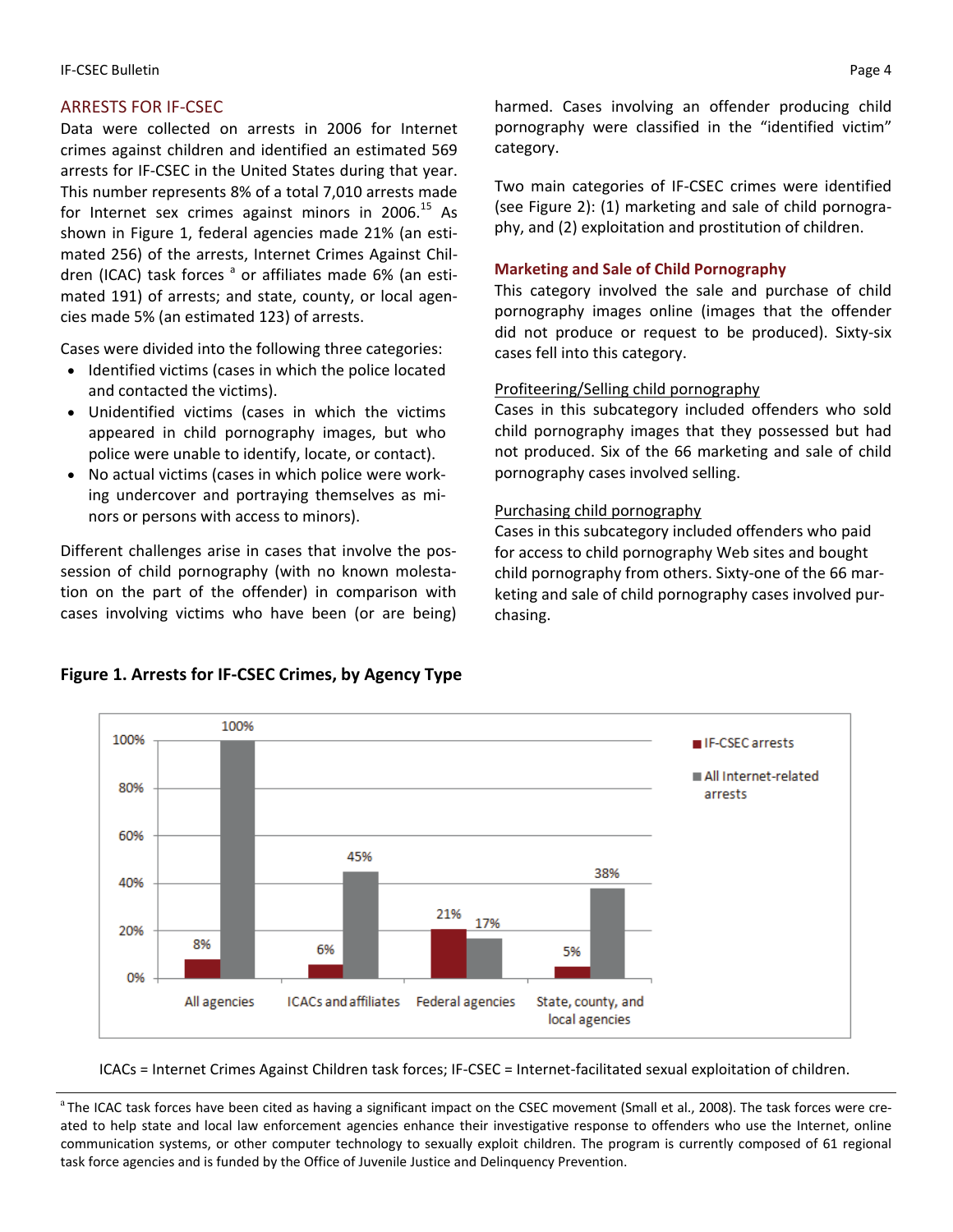## ARRESTS FOR IF-CSEC

Data were collected on arrests in 2006 for Internet crimes against children and identified an estimated 569 arrests for IF-CSEC in the United States during that year. This number represents 8% of a total 7,010 arrests made for Internet sex crimes against minors in 2006.[15] As shown in Figure 1, federal agencies made 21% (an estimated 256) of the arrests, Internet Crimes Against Children (ICAC) task forces [a] or affiliates made 6% (an estimated 191) of arrests; and state, county, or local agencies made 5% (an estimated 123) of arrests.

Cases were divided into the following three categories:

- Identified victims (cases in which the police located and contacted the victims).
- Unidentified victims (cases in which the victims appeared in child pornography images, but who police were unable to identify, locate, or contact).
- No actual victims (cases in which police were working undercover and portraying themselves as minors or persons with access to minors).

Different challenges arise in cases that involve the possession of child pornography (with no known molestation on the part of the offender) in comparison with cases involving victims who have been (or are being) harmed. Cases involving an offender producing child pornography were classified in the "identified victim" category.

Two main categories of IF-CSEC crimes were identified (see Figure 2): (1) marketing and sale of child pornography, and (2) exploitation and prostitution of children.

### Marketing and Sale of Child Pornography

This category involved the sale and purchase of child pornography images online (images that the offender did not produce or request to be produced). Sixty-six cases fell into this category.

Profiteering/Selling child pornography

Cases in this subcategory included offenders who sold child pornography images that they possessed but had not produced. Six of the 66 marketing and sale of child pornography cases involved selling.

Purchasing child pornography

Cases in this subcategory included offenders who paid for access to child pornography Web sites and bought child pornography from others. Sixty-one of the 66 marketing and sale of child pornography cases involved purchasing.

**Figure 1. Arrests for IF-CSEC Crimes, by Agency Type**

| | IF-CSEC arrests | All Internet-related arrests |
|---|---|---|
| All agencies | 8% | 100% |
| ICACs and affiliates | 6% | 45% |
| Federal agencies | 21% | 17% |
| State, county, and local agencies | 5% | 38% |

ICACs = Internet Crimes Against Children task forces; IF-CSEC = Internet-facilitated sexual exploitation of children.

[a] The ICAC task forces have been cited as having a significant impact on the CSEC movement (Small et al., 2008). The task forces were created to help state and local law enforcement agencies enhance their investigative response to offenders who use the Internet, online communication systems, or other computer technology to sexually exploit children. The program is currently composed of 61 regional task force agencies and is funded by the Office of Juvenile Justice and Delinquency Prevention.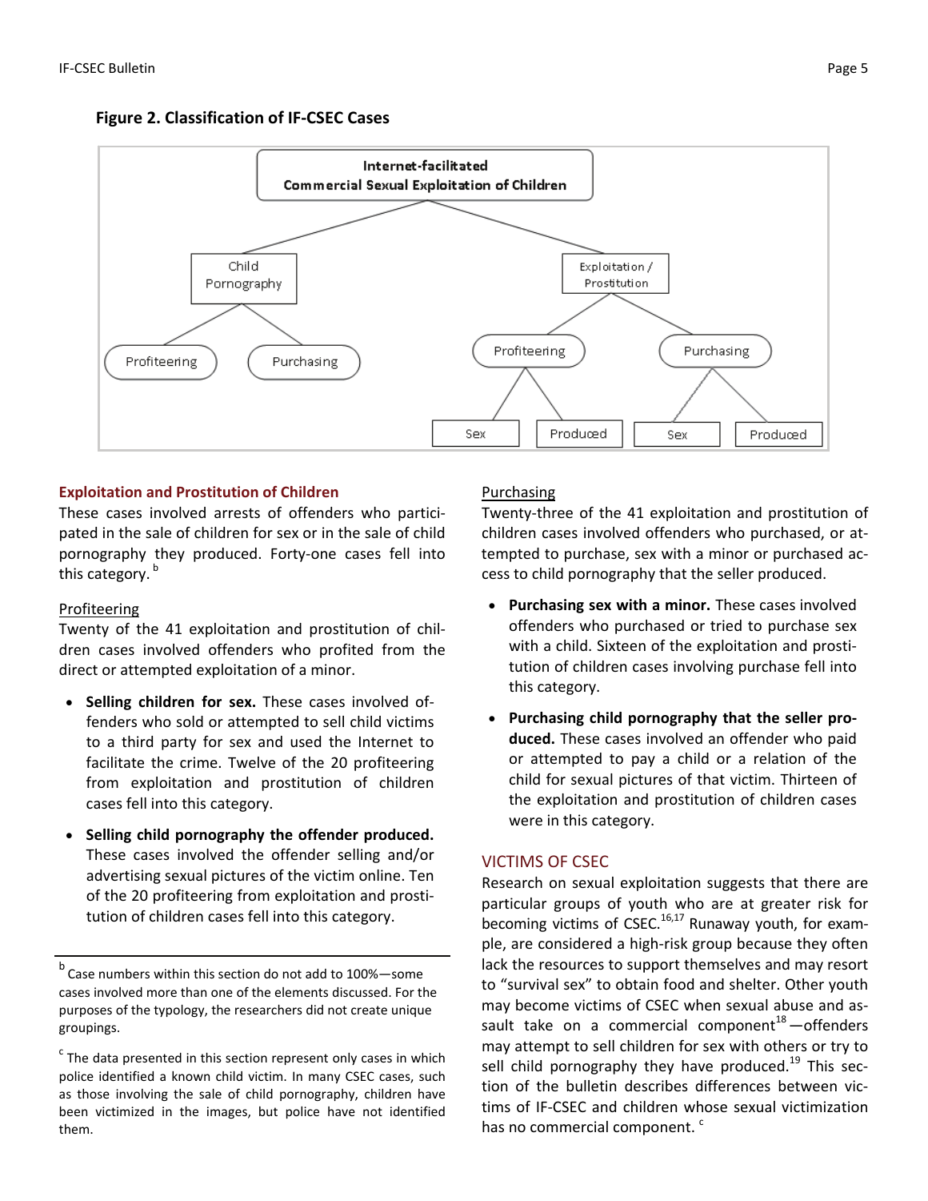**Figure 2. Classification of IF-CSEC Cases**

- Internet-facilitated Commercial Sexual Exploitation of Children
  - Child Pornography
    - Profiteering
    - Purchasing
  - Exploitation / Prostitution
    - Profiteering
      - Sex
      - Produced
    - Purchasing
      - Sex
      - Produced

### Exploitation and Prostitution of Children

These cases involved arrests of offenders who participated in the sale of children for sex or in the sale of child pornography they produced. Forty-one cases fell into this category. [b]

#### Profiteering

Twenty of the 41 exploitation and prostitution of children cases involved offenders who profited from the direct or attempted exploitation of a minor.

- **Selling children for sex.** These cases involved offenders who sold or attempted to sell child victims to a third party for sex and used the Internet to facilitate the crime. Twelve of the 20 profiteering from exploitation and prostitution of children cases fell into this category.
- **Selling child pornography the offender produced.** These cases involved the offender selling and/or advertising sexual pictures of the victim online. Ten of the 20 profiteering from exploitation and prostitution of children cases fell into this category.

#### Purchasing

Twenty-three of the 41 exploitation and prostitution of children cases involved offenders who purchased, or attempted to purchase, sex with a minor or purchased access to child pornography that the seller produced.

- **Purchasing sex with a minor.** These cases involved offenders who purchased or tried to purchase sex with a child. Sixteen of the exploitation and prostitution of children cases involving purchase fell into this category.
- **Purchasing child pornography that the seller produced.** These cases involved an offender who paid or attempted to pay a child or a relation of the child for sexual pictures of that victim. Thirteen of the exploitation and prostitution of children cases were in this category.

## VICTIMS OF CSEC

Research on sexual exploitation suggests that there are particular groups of youth who are at greater risk for becoming victims of CSEC.[16,17] Runaway youth, for example, are considered a high-risk group because they often lack the resources to support themselves and may resort to "survival sex" to obtain food and shelter. Other youth may become victims of CSEC when sexual abuse and assault take on a commercial component[18]—offenders may attempt to sell children for sex with others or try to sell child pornography they have produced.[19] This section of the bulletin describes differences between victims of IF-CSEC and children whose sexual victimization has no commercial component. [c]

---

[b] Case numbers within this section do not add to 100%—some cases involved more than one of the elements discussed. For the purposes of the typology, the researchers did not create unique groupings.

[c] The data presented in this section represent only cases in which police identified a known child victim. In many CSEC cases, such as those involving the sale of child pornography, children have been victimized in the images, but police have not identified them.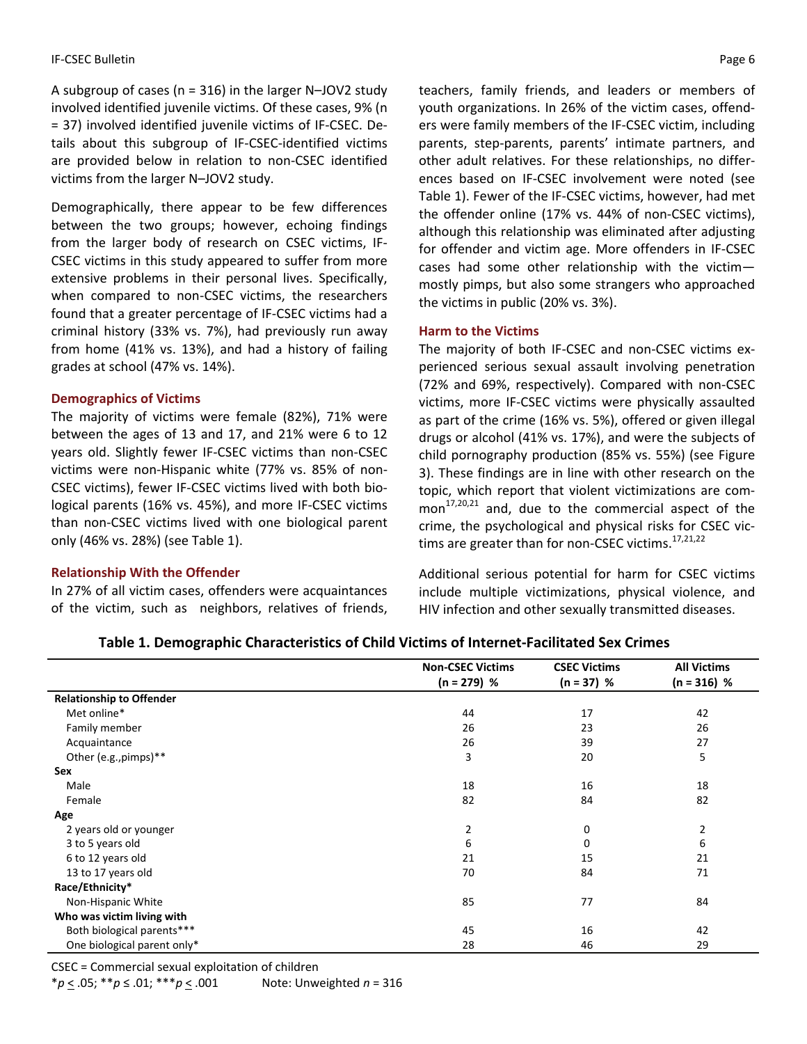A subgroup of cases (n = 316) in the larger N–JOV2 study involved identified juvenile victims. Of these cases, 9% (n = 37) involved identified juvenile victims of IF-CSEC. Details about this subgroup of IF-CSEC-identified victims are provided below in relation to non-CSEC identified victims from the larger N–JOV2 study.

Demographically, there appear to be few differences between the two groups; however, echoing findings from the larger body of research on CSEC victims, IF-CSEC victims in this study appeared to suffer from more extensive problems in their personal lives. Specifically, when compared to non-CSEC victims, the researchers found that a greater percentage of IF-CSEC victims had a criminal history (33% vs. 7%), had previously run away from home (41% vs. 13%), and had a history of failing grades at school (47% vs. 14%).

### Demographics of Victims

The majority of victims were female (82%), 71% were between the ages of 13 and 17, and 21% were 6 to 12 years old. Slightly fewer IF-CSEC victims than non-CSEC victims were non-Hispanic white (77% vs. 85% of non-CSEC victims), fewer IF-CSEC victims lived with both biological parents (16% vs. 45%), and more IF-CSEC victims than non-CSEC victims lived with one biological parent only (46% vs. 28%) (see Table 1).

### Relationship With the Offender

In 27% of all victim cases, offenders were acquaintances of the victim, such as neighbors, relatives of friends, teachers, family friends, and leaders or members of youth organizations. In 26% of the victim cases, offenders were family members of the IF-CSEC victim, including parents, step-parents, parents' intimate partners, and other adult relatives. For these relationships, no differences based on IF-CSEC involvement were noted (see Table 1). Fewer of the IF-CSEC victims, however, had met the offender online (17% vs. 44% of non-CSEC victims), although this relationship was eliminated after adjusting for offender and victim age. More offenders in IF-CSEC cases had some other relationship with the victim—mostly pimps, but also some strangers who approached the victims in public (20% vs. 3%).

### Harm to the Victims

The majority of both IF-CSEC and non-CSEC victims experienced serious sexual assault involving penetration (72% and 69%, respectively). Compared with non-CSEC victims, more IF-CSEC victims were physically assaulted as part of the crime (16% vs. 5%), offered or given illegal drugs or alcohol (41% vs. 17%), and were the subjects of child pornography production (85% vs. 55%) (see Figure 3). These findings are in line with other research on the topic, which report that violent victimizations are common[17,20,21] and, due to the commercial aspect of the crime, the psychological and physical risks for CSEC victims are greater than for non-CSEC victims.[17,21,22]

Additional serious potential for harm for CSEC victims include multiple victimizations, physical violence, and HIV infection and other sexually transmitted diseases.

**Table 1. Demographic Characteristics of Child Victims of Internet-Facilitated Sex Crimes**

| | Non-CSEC Victims (n = 279) % | CSEC Victims (n = 37) % | All Victims (n = 316) % |
|---|---|---|---|
| **Relationship to Offender** | | | |
| Met online* | 44 | 17 | 42 |
| Family member | 26 | 23 | 26 |
| Acquaintance | 26 | 39 | 27 |
| Other (e.g.,pimps)** | 3 | 20 | 5 |
| **Sex** | | | |
| Male | 18 | 16 | 18 |
| Female | 82 | 84 | 82 |
| **Age** | | | |
| 2 years old or younger | 2 | 0 | 2 |
| 3 to 5 years old | 6 | 0 | 6 |
| 6 to 12 years old | 21 | 15 | 21 |
| 13 to 17 years old | 70 | 84 | 71 |
| **Race/Ethnicity*** | | | |
| Non-Hispanic White | 85 | 77 | 84 |
| **Who was victim living with** | | | |
| Both biological parents*** | 45 | 16 | 42 |
| One biological parent only* | 28 | 46 | 29 |

CSEC = Commercial sexual exploitation of children

*$p \leq .05$; **$p \leq .01$; ***$p \leq .001$ Note: Unweighted $n = 316$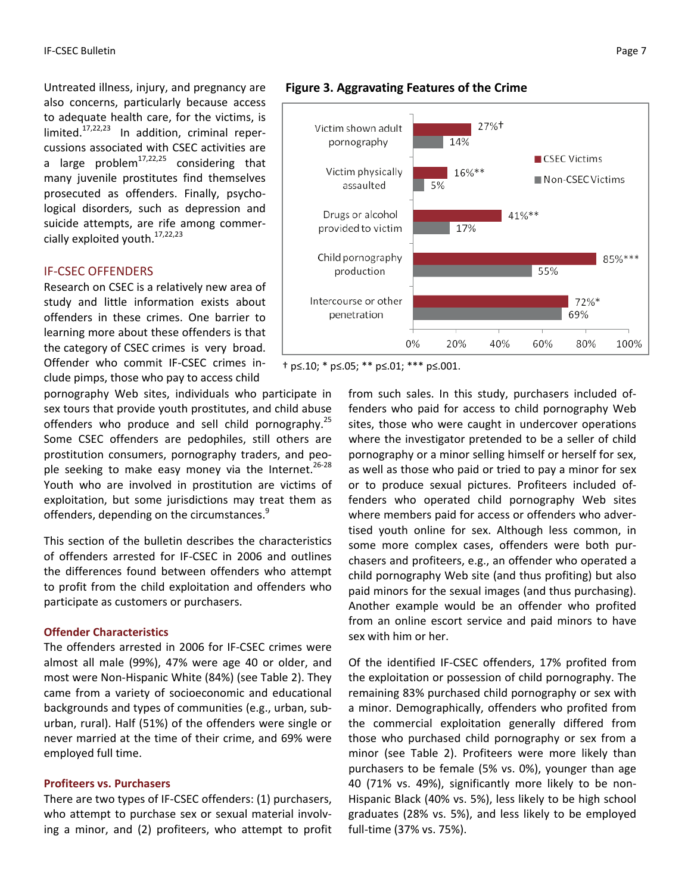Untreated illness, injury, and pregnancy are also concerns, particularly because access to adequate health care, for the victims, is limited.[17,22,23] In addition, criminal repercussions associated with CSEC activities are a large problem[17,22,25] considering that many juvenile prostitutes find themselves prosecuted as offenders. Finally, psychological disorders, such as depression and suicide attempts, are rife among commercially exploited youth.[17,22,23]

## IF-CSEC OFFENDERS

Research on CSEC is a relatively new area of study and little information exists about offenders in these crimes. One barrier to learning more about these offenders is that the category of CSEC crimes is very broad. Offender who commit IF-CSEC crimes include pimps, those who pay to access child pornography Web sites, individuals who participate in sex tours that provide youth prostitutes, and child abuse offenders who produce and sell child pornography.[25] Some CSEC offenders are pedophiles, still others are prostitution consumers, pornography traders, and people seeking to make easy money via the Internet.[26-28] Youth who are involved in prostitution are victims of exploitation, but some jurisdictions may treat them as offenders, depending on the circumstances.[9]

This section of the bulletin describes the characteristics of offenders arrested for IF-CSEC in 2006 and outlines the differences found between offenders who attempt to profit from the child exploitation and offenders who participate as customers or purchasers.

### Offender Characteristics

The offenders arrested in 2006 for IF-CSEC crimes were almost all male (99%), 47% were age 40 or older, and most were Non-Hispanic White (84%) (see Table 2). They came from a variety of socioeconomic and educational backgrounds and types of communities (e.g., urban, suburban, rural). Half (51%) of the offenders were single or never married at the time of their crime, and 69% were employed full time.

### Profiteers vs. Purchasers

There are two types of IF-CSEC offenders: (1) purchasers, who attempt to purchase sex or sexual material involving a minor, and (2) profiteers, who attempt to profit from such sales. In this study, purchasers included offenders who paid for access to child pornography Web sites, those who were caught in undercover operations where the investigator pretended to be a seller of child pornography or a minor selling himself or herself for sex, as well as those who paid or tried to pay a minor for sex or to produce sexual pictures. Profiteers included offenders who operated child pornography Web sites where members paid for access or offenders who advertised youth online for sex. Although less common, in some more complex cases, offenders were both purchasers and profiteers, e.g., an offender who operated a child pornography Web site (and thus profiting) but also paid minors for the sexual images (and thus purchasing). Another example would be an offender who profited from an online escort service and paid minors to have sex with him or her.

Of the identified IF-CSEC offenders, 17% profited from the exploitation or possession of child pornography. The remaining 83% purchased child pornography or sex with a minor. Demographically, offenders who profited from the commercial exploitation generally differed from those who purchased child pornography or sex from a minor (see Table 2). Profiteers were more likely than purchasers to be female (5% vs. 0%), younger than age 40 (71% vs. 49%), significantly more likely to be non-Hispanic Black (40% vs. 5%), less likely to be high school graduates (28% vs. 5%), and less likely to be employed full-time (37% vs. 75%).

**Figure 3. Aggravating Features of the Crime**

| | CSEC Victims | Non-CSEC Victims |
|---|---|---|
| Victim shown adult pornography | 27%† | 14% |
| Victim physically assaulted | 16%** | 5% |
| Drugs or alcohol provided to victim | 41%** | 17% |
| Child pornography production | 85%*** | 55% |
| Intercourse or other penetration | 72%* | 69% |

† p≤.10; * p≤.05; ** p≤.01; *** p≤.001.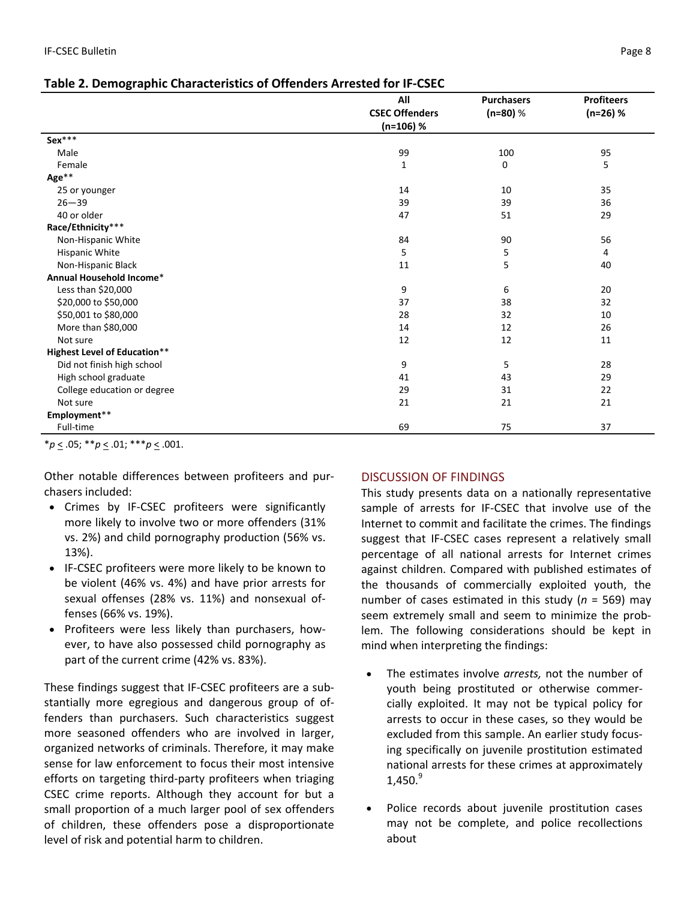**Table 2. Demographic Characteristics of Offenders Arrested for IF-CSEC**

| | All CSEC Offenders (n=106) % | Purchasers (n=80) % | Profiteers (n=26) % |
|---|---|---|---|
| **Sex*** | | | |
| Male | 99 | 100 | 95 |
| Female | 1 | 0 | 5 |
| **Age** | | | |
| 25 or younger | 14 | 10 | 35 |
| 26—39 | 39 | 39 | 36 |
| 40 or older | 47 | 51 | 29 |
| **Race/Ethnicity*** | | | |
| Non-Hispanic White | 84 | 90 | 56 |
| Hispanic White | 5 | 5 | 4 |
| Non-Hispanic Black | 11 | 5 | 40 |
| **Annual Household Income*** | | | |
| Less than $20,000 | 9 | 6 | 20 |
| $20,000 to $50,000 | 37 | 38 | 32 |
| $50,001 to $80,000 | 28 | 32 | 10 |
| More than $80,000 | 14 | 12 | 26 |
| Not sure | 12 | 12 | 11 |
| **Highest Level of Education** | | | |
| Did not finish high school | 9 | 5 | 28 |
| High school graduate | 41 | 43 | 29 |
| College education or degree | 29 | 31 | 22 |
| Not sure | 21 | 21 | 21 |
| **Employment** | | | |
| Full-time | 69 | 75 | 37 |

Note: Sex***, Age**, Race/Ethnicity***, Annual Household Income*, Highest Level of Education**, Employment**.

*$p \leq .05$; **$p \leq .01$; ***$p \leq .001$.

Other notable differences between profiteers and purchasers included:

- Crimes by IF-CSEC profiteers were significantly more likely to involve two or more offenders (31% vs. 2%) and child pornography production (56% vs. 13%).
- IF-CSEC profiteers were more likely to be known to be violent (46% vs. 4%) and have prior arrests for sexual offenses (28% vs. 11%) and nonsexual offenses (66% vs. 19%).
- Profiteers were less likely than purchasers, however, to have also possessed child pornography as part of the current crime (42% vs. 83%).

These findings suggest that IF-CSEC profiteers are a substantially more egregious and dangerous group of offenders than purchasers. Such characteristics suggest more seasoned offenders who are involved in larger, organized networks of criminals. Therefore, it may make sense for law enforcement to focus their most intensive efforts on targeting third-party profiteers when triaging CSEC crime reports. Although they account for but a small proportion of a much larger pool of sex offenders of children, these offenders pose a disproportionate level of risk and potential harm to children.

## DISCUSSION OF FINDINGS

This study presents data on a nationally representative sample of arrests for IF-CSEC that involve use of the Internet to commit and facilitate the crimes. The findings suggest that IF-CSEC cases represent a relatively small percentage of all national arrests for Internet crimes against children. Compared with published estimates of the thousands of commercially exploited youth, the number of cases estimated in this study (*n* = 569) may seem extremely small and seem to minimize the problem. The following considerations should be kept in mind when interpreting the findings:

- The estimates involve *arrests,* not the number of youth being prostituted or otherwise commercially exploited. It may not be typical policy for arrests to occur in these cases, so they would be excluded from this sample. An earlier study focusing specifically on juvenile prostitution estimated national arrests for these crimes at approximately 1,450.[9]

- Police records about juvenile prostitution cases may not be complete, and police recollections about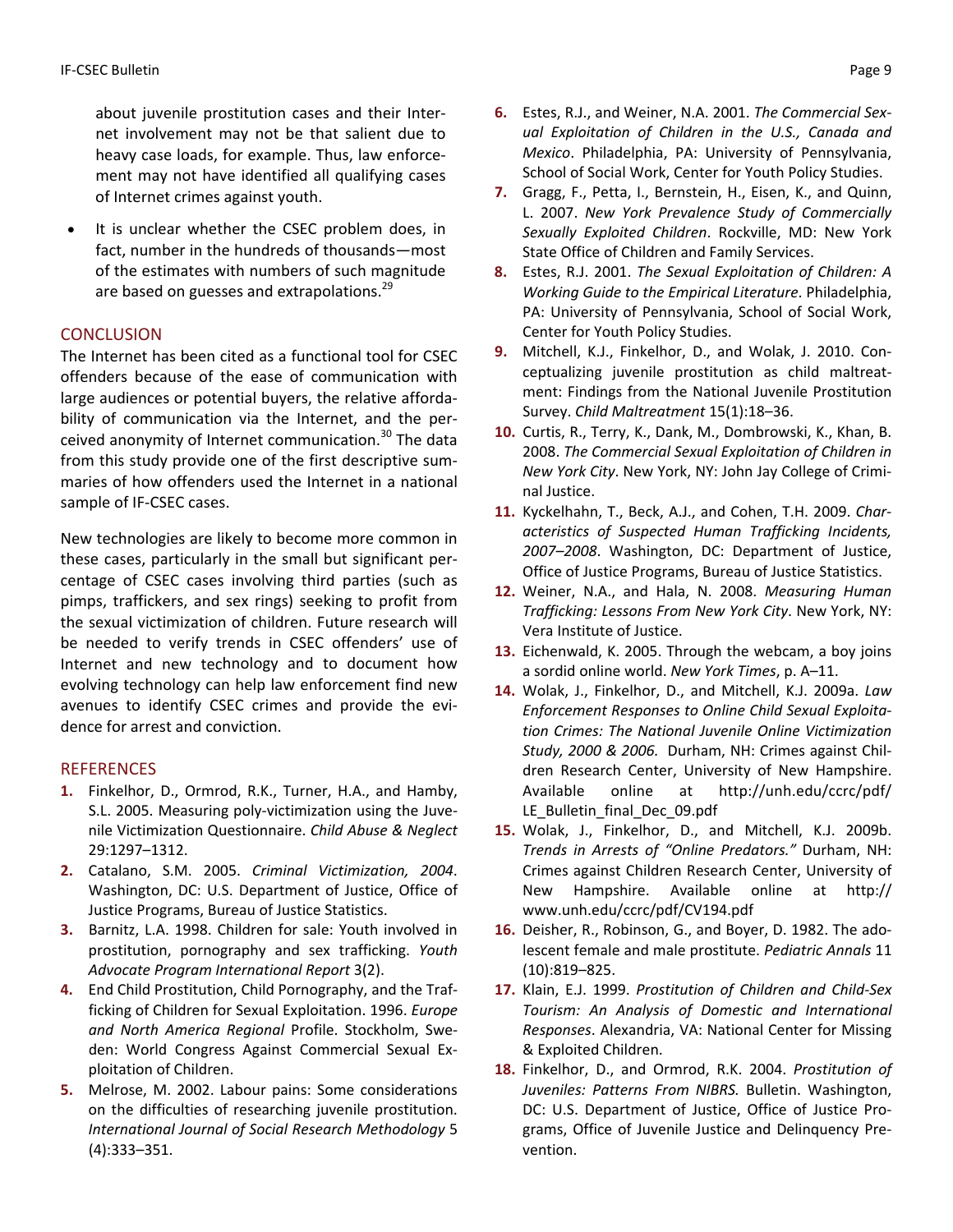about juvenile prostitution cases and their Internet involvement may not be that salient due to heavy case loads, for example. Thus, law enforcement may not have identified all qualifying cases of Internet crimes against youth.

- It is unclear whether the CSEC problem does, in fact, number in the hundreds of thousands—most of the estimates with numbers of such magnitude are based on guesses and extrapolations.[29]

## CONCLUSION

The Internet has been cited as a functional tool for CSEC offenders because of the ease of communication with large audiences or potential buyers, the relative affordability of communication via the Internet, and the perceived anonymity of Internet communication.[30] The data from this study provide one of the first descriptive summaries of how offenders used the Internet in a national sample of IF-CSEC cases.

New technologies are likely to become more common in these cases, particularly in the small but significant percentage of CSEC cases involving third parties (such as pimps, traffickers, and sex rings) seeking to profit from the sexual victimization of children. Future research will be needed to verify trends in CSEC offenders' use of Internet and new technology and to document how evolving technology can help law enforcement find new avenues to identify CSEC crimes and provide the evidence for arrest and conviction.

## REFERENCES

1. Finkelhor, D., Ormrod, R.K., Turner, H.A., and Hamby, S.L. 2005. Measuring poly-victimization using the Juvenile Victimization Questionnaire. *Child Abuse & Neglect* 29:1297–1312.
2. Catalano, S.M. 2005. *Criminal Victimization, 2004*. Washington, DC: U.S. Department of Justice, Office of Justice Programs, Bureau of Justice Statistics.
3. Barnitz, L.A. 1998. Children for sale: Youth involved in prostitution, pornography and sex trafficking. *Youth Advocate Program International Report* 3(2).
4. End Child Prostitution, Child Pornography, and the Trafficking of Children for Sexual Exploitation. 1996. *Europe and North America Regional* Profile. Stockholm, Sweden: World Congress Against Commercial Sexual Exploitation of Children.
5. Melrose, M. 2002. Labour pains: Some considerations on the difficulties of researching juvenile prostitution. *International Journal of Social Research Methodology* 5 (4):333–351.
6. Estes, R.J., and Weiner, N.A. 2001. *The Commercial Sexual Exploitation of Children in the U.S., Canada and Mexico*. Philadelphia, PA: University of Pennsylvania, School of Social Work, Center for Youth Policy Studies.
7. Gragg, F., Petta, I., Bernstein, H., Eisen, K., and Quinn, L. 2007. *New York Prevalence Study of Commercially Sexually Exploited Children*. Rockville, MD: New York State Office of Children and Family Services.
8. Estes, R.J. 2001. *The Sexual Exploitation of Children: A Working Guide to the Empirical Literature*. Philadelphia, PA: University of Pennsylvania, School of Social Work, Center for Youth Policy Studies.
9. Mitchell, K.J., Finkelhor, D., and Wolak, J. 2010. Conceptualizing juvenile prostitution as child maltreatment: Findings from the National Juvenile Prostitution Survey. *Child Maltreatment* 15(1):18–36.
10. Curtis, R., Terry, K., Dank, M., Dombrowski, K., Khan, B. 2008. *The Commercial Sexual Exploitation of Children in New York City*. New York, NY: John Jay College of Criminal Justice.
11. Kyckelhahn, T., Beck, A.J., and Cohen, T.H. 2009. *Characteristics of Suspected Human Trafficking Incidents, 2007–2008*. Washington, DC: Department of Justice, Office of Justice Programs, Bureau of Justice Statistics.
12. Weiner, N.A., and Hala, N. 2008. *Measuring Human Trafficking: Lessons From New York City*. New York, NY: Vera Institute of Justice.
13. Eichenwald, K. 2005. Through the webcam, a boy joins a sordid online world. *New York Times*, p. A–11.
14. Wolak, J., Finkelhor, D., and Mitchell, K.J. 2009a. *Law Enforcement Responses to Online Child Sexual Exploitation Crimes: The National Juvenile Online Victimization Study, 2000 & 2006.* Durham, NH: Crimes against Children Research Center, University of New Hampshire. Available online at http://unh.edu/ccrc/pdf/LE_Bulletin_final_Dec_09.pdf
15. Wolak, J., Finkelhor, D., and Mitchell, K.J. 2009b. *Trends in Arrests of "Online Predators."* Durham, NH: Crimes against Children Research Center, University of New Hampshire. Available online at http://www.unh.edu/ccrc/pdf/CV194.pdf
16. Deisher, R., Robinson, G., and Boyer, D. 1982. The adolescent female and male prostitute. *Pediatric Annals* 11 (10):819–825.
17. Klain, E.J. 1999. *Prostitution of Children and Child-Sex Tourism: An Analysis of Domestic and International Responses*. Alexandria, VA: National Center for Missing & Exploited Children.
18. Finkelhor, D., and Ormrod, R.K. 2004. *Prostitution of Juveniles: Patterns From NIBRS.* Bulletin. Washington, DC: U.S. Department of Justice, Office of Justice Programs, Office of Juvenile Justice and Delinquency Prevention.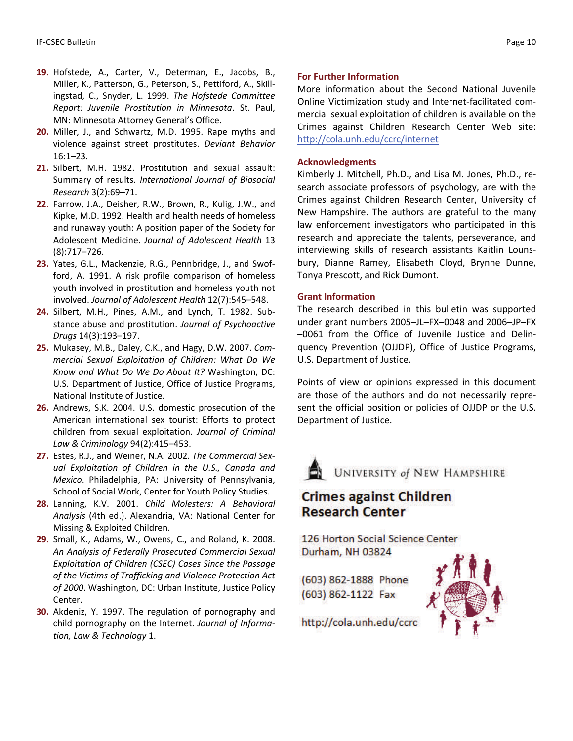19. Hofstede, A., Carter, V., Determan, E., Jacobs, B., Miller, K., Patterson, G., Peterson, S., Pettiford, A., Skillingstad, C., Snyder, L. 1999. *The Hofstede Committee Report: Juvenile Prostitution in Minnesota*. St. Paul, MN: Minnesota Attorney General's Office.
20. Miller, J., and Schwartz, M.D. 1995. Rape myths and violence against street prostitutes. *Deviant Behavior* 16:1–23.
21. Silbert, M.H. 1982. Prostitution and sexual assault: Summary of results. *International Journal of Biosocial Research* 3(2):69–71.
22. Farrow, J.A., Deisher, R.W., Brown, R., Kulig, J.W., and Kipke, M.D. 1992. Health and health needs of homeless and runaway youth: A position paper of the Society for Adolescent Medicine. *Journal of Adolescent Health* 13 (8):717–726.
23. Yates, G.L., Mackenzie, R.G., Pennbridge, J., and Swofford, A. 1991. A risk profile comparison of homeless youth involved in prostitution and homeless youth not involved. *Journal of Adolescent Health* 12(7):545–548.
24. Silbert, M.H., Pines, A.M., and Lynch, T. 1982. Substance abuse and prostitution. *Journal of Psychoactive Drugs* 14(3):193–197.
25. Mukasey, M.B., Daley, C.K., and Hagy, D.W. 2007. *Commercial Sexual Exploitation of Children: What Do We Know and What Do We Do About It?* Washington, DC: U.S. Department of Justice, Office of Justice Programs, National Institute of Justice.
26. Andrews, S.K. 2004. U.S. domestic prosecution of the American international sex tourist: Efforts to protect children from sexual exploitation. *Journal of Criminal Law & Criminology* 94(2):415–453.
27. Estes, R.J., and Weiner, N.A. 2002. *The Commercial Sexual Exploitation of Children in the U.S., Canada and Mexico*. Philadelphia, PA: University of Pennsylvania, School of Social Work, Center for Youth Policy Studies.
28. Lanning, K.V. 2001. *Child Molesters: A Behavioral Analysis* (4th ed.). Alexandria, VA: National Center for Missing & Exploited Children.
29. Small, K., Adams, W., Owens, C., and Roland, K. 2008. *An Analysis of Federally Prosecuted Commercial Sexual Exploitation of Children (CSEC) Cases Since the Passage of the Victims of Trafficking and Violence Protection Act of 2000*. Washington, DC: Urban Institute, Justice Policy Center.
30. Akdeniz, Y. 1997. The regulation of pornography and child pornography on the Internet. *Journal of Information, Law & Technology* 1.

### For Further Information

More information about the Second National Juvenile Online Victimization study and Internet-facilitated commercial sexual exploitation of children is available on the Crimes against Children Research Center Web site: http://cola.unh.edu/ccrc/internet

### Acknowledgments

Kimberly J. Mitchell, Ph.D., and Lisa M. Jones, Ph.D., research associate professors of psychology, are with the Crimes against Children Research Center, University of New Hampshire. The authors are grateful to the many law enforcement investigators who participated in this research and appreciate the talents, perseverance, and interviewing skills of research assistants Kaitlin Lounsbury, Dianne Ramey, Elisabeth Cloyd, Brynne Dunne, Tonya Prescott, and Rick Dumont.

### Grant Information

The research described in this bulletin was supported under grant numbers 2005–JL–FX–0048 and 2006–JP–FX–0061 from the Office of Juvenile Justice and Delinquency Prevention (OJJDP), Office of Justice Programs, U.S. Department of Justice.

Points of view or opinions expressed in this document are those of the authors and do not necessarily represent the official position or policies of OJJDP or the U.S. Department of Justice.

University of New Hampshire

**Crimes against Children Research Center**

126 Horton Social Science Center
Durham, NH 03824

(603) 862-1888 Phone
(603) 862-1122 Fax

http://cola.unh.edu/ccrc